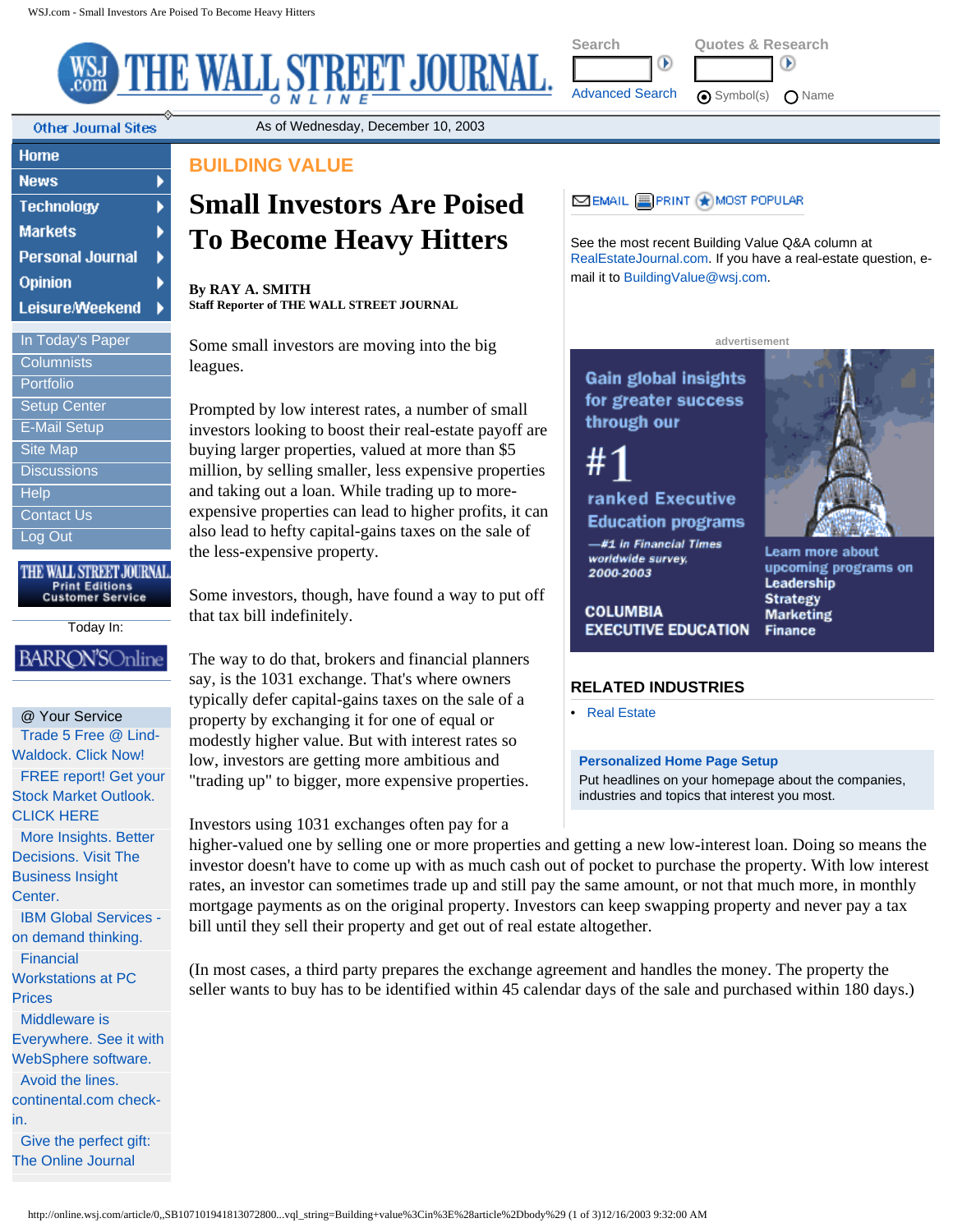BUILDING VALUE

# Small Investors Are Poised To Become Heavy Hitters

**By RAY A. SMITH**
**Staff Reporter of THE WALL STREET JOURNAL**

Some small investors are moving into the big leagues.

Prompted by low interest rates, a number of small investors looking to boost their real-estate payoff are buying larger properties, valued at more than $5 million, by selling smaller, less expensive properties and taking out a loan. While trading up to more-expensive properties can lead to higher profits, it can also lead to hefty capital-gains taxes on the sale of the less-expensive property.

Some investors, though, have found a way to put off that tax bill indefinitely.

The way to do that, brokers and financial planners say, is the 1031 exchange. That's where owners typically defer capital-gains taxes on the sale of a property by exchanging it for one of equal or modestly higher value. But with interest rates so low, investors are getting more ambitious and "trading up" to bigger, more expensive properties.

Investors using 1031 exchanges often pay for a higher-valued one by selling one or more properties and getting a new low-interest loan. Doing so means the investor doesn't have to come up with as much cash out of pocket to purchase the property. With low interest rates, an investor can sometimes trade up and still pay the same amount, or not that much more, in monthly mortgage payments as on the original property. Investors can keep swapping property and never pay a tax bill until they sell their property and get out of real estate altogether.

(In most cases, a third party prepares the exchange agreement and handles the money. The property the seller wants to buy has to be identified within 45 calendar days of the sale and purchased within 180 days.)

See the most recent Building Value Q&A column at RealEstateJournal.com. If you have a real-estate question, e-mail it to BuildingValue@wsj.com.

## RELATED INDUSTRIES

- Real Estate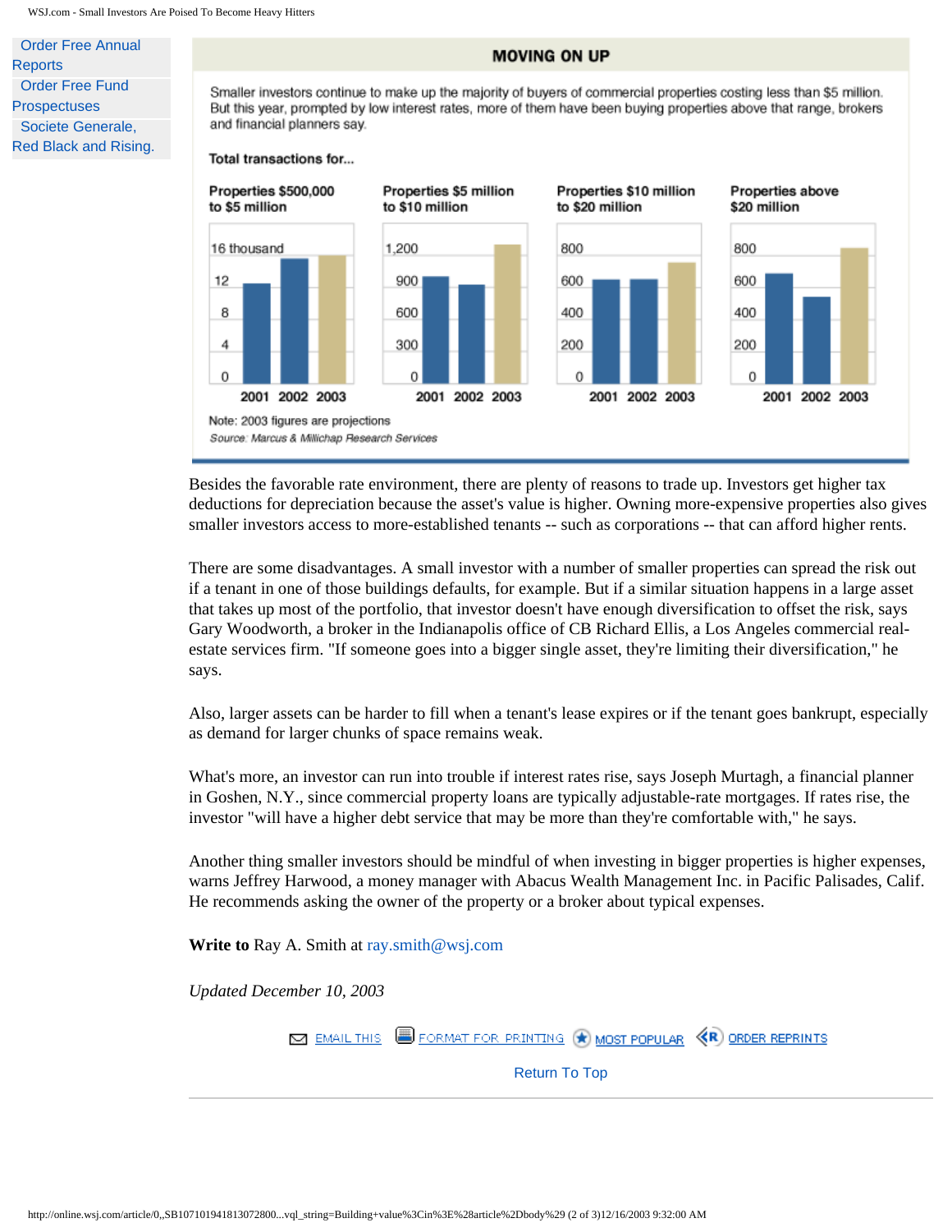- Order Free Annual Reports
- Order Free Fund Prospectuses
- Societe Generale, Red Black and Rising.

## MOVING ON UP

Smaller investors continue to make up the majority of buyers of commercial properties costing less than $5 million. But this year, prompted by low interest rates, more of them have been buying properties above that range, brokers and financial planners say.

**Total transactions for...**

**Properties $500,000 to $5 million** (axis: 0, 4, 8, 12, 16 thousand) — 2001, 2002, 2003

**Properties $5 million to $10 million** (axis: 0, 300, 600, 900, 1,200) — 2001, 2002, 2003

**Properties $10 million to $20 million** (axis: 0, 200, 400, 600, 800) — 2001, 2002, 2003

**Properties above $20 million** (axis: 0, 200, 400, 600, 800) — 2001, 2002, 2003

Note: 2003 figures are projections

*Source: Marcus & Millichap Research Services*

Besides the favorable rate environment, there are plenty of reasons to trade up. Investors get higher tax deductions for depreciation because the asset's value is higher. Owning more-expensive properties also gives smaller investors access to more-established tenants -- such as corporations -- that can afford higher rents.

There are some disadvantages. A small investor with a number of smaller properties can spread the risk out if a tenant in one of those buildings defaults, for example. But if a similar situation happens in a large asset that takes up most of the portfolio, that investor doesn't have enough diversification to offset the risk, says Gary Woodworth, a broker in the Indianapolis office of CB Richard Ellis, a Los Angeles commercial real-estate services firm. "If someone goes into a bigger single asset, they're limiting their diversification," he says.

Also, larger assets can be harder to fill when a tenant's lease expires or if the tenant goes bankrupt, especially as demand for larger chunks of space remains weak.

What's more, an investor can run into trouble if interest rates rise, says Joseph Murtagh, a financial planner in Goshen, N.Y., since commercial property loans are typically adjustable-rate mortgages. If rates rise, the investor "will have a higher debt service that may be more than they're comfortable with," he says.

Another thing smaller investors should be mindful of when investing in bigger properties is higher expenses, warns Jeffrey Harwood, a money manager with Abacus Wealth Management Inc. in Pacific Palisades, Calif. He recommends asking the owner of the property or a broker about typical expenses.

**Write to** Ray A. Smith at ray.smith@wsj.com

*Updated December 10, 2003*

EMAIL THIS | FORMAT FOR PRINTING | MOST POPULAR | ORDER REPRINTS

Return To Top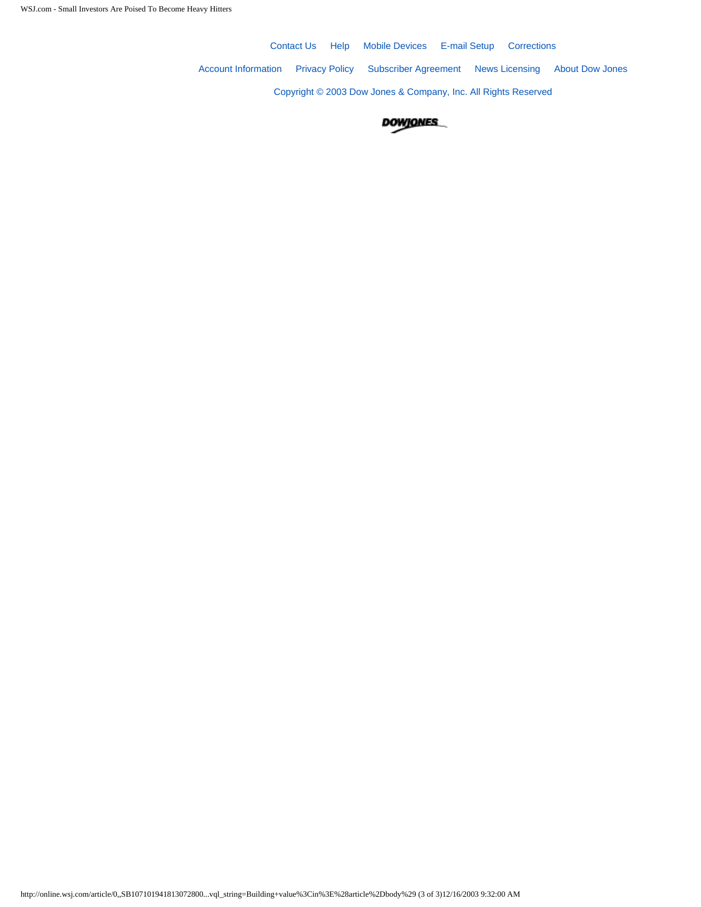Contact Us   Help   Mobile Devices   E-mail Setup   Corrections

Account Information   Privacy Policy   Subscriber Agreement   News Licensing   About Dow Jones

Copyright © 2003 Dow Jones & Company, Inc. All Rights Reserved

DOWJONES